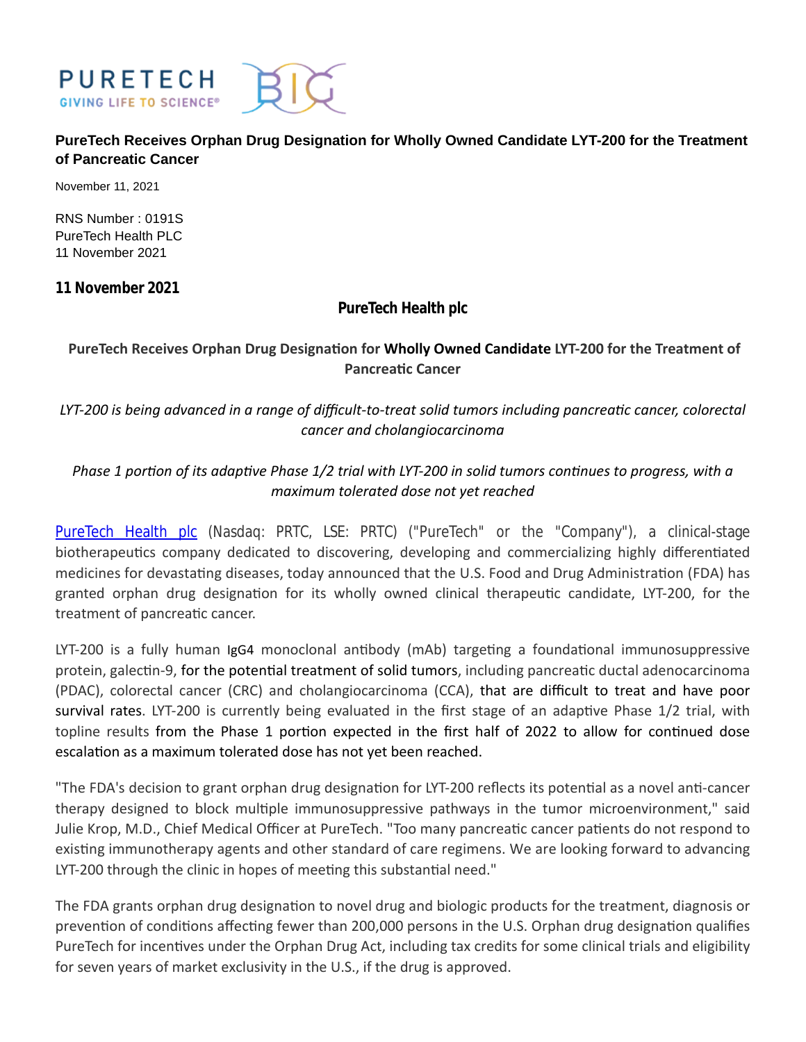PURETECH
GIVING LIFE TO SCIENCE®

# PureTech Receives Orphan Drug Designation for Wholly Owned Candidate LYT-200 for the Treatment of Pancreatic Cancer

November 11, 2021

RNS Number : 0191S
PureTech Health PLC
11 November 2021

**11 November 2021**

**PureTech Health plc**

**PureTech Receives Orphan Drug Designation for Wholly Owned Candidate LYT-200 for the Treatment of Pancreatic Cancer**

*LYT-200 is being advanced in a range of difficult-to-treat solid tumors including pancreatic cancer, colorectal cancer and cholangiocarcinoma*

*Phase 1 portion of its adaptive Phase 1/2 trial with LYT-200 in solid tumors continues to progress, with a maximum tolerated dose not yet reached*

PureTech Health plc (Nasdaq: PRTC, LSE: PRTC) ("PureTech" or the "Company"), a clinical-stage biotherapeutics company dedicated to discovering, developing and commercializing highly differentiated medicines for devastating diseases, today announced that the U.S. Food and Drug Administration (FDA) has granted orphan drug designation for its wholly owned clinical therapeutic candidate, LYT-200, for the treatment of pancreatic cancer.

LYT-200 is a fully human IgG4 monoclonal antibody (mAb) targeting a foundational immunosuppressive protein, galectin-9, for the potential treatment of solid tumors, including pancreatic ductal adenocarcinoma (PDAC), colorectal cancer (CRC) and cholangiocarcinoma (CCA), that are difficult to treat and have poor survival rates. LYT-200 is currently being evaluated in the first stage of an adaptive Phase 1/2 trial, with topline results from the Phase 1 portion expected in the first half of 2022 to allow for continued dose escalation as a maximum tolerated dose has not yet been reached.

"The FDA's decision to grant orphan drug designation for LYT-200 reflects its potential as a novel anti-cancer therapy designed to block multiple immunosuppressive pathways in the tumor microenvironment," said Julie Krop, M.D., Chief Medical Officer at PureTech. "Too many pancreatic cancer patients do not respond to existing immunotherapy agents and other standard of care regimens. We are looking forward to advancing LYT-200 through the clinic in hopes of meeting this substantial need."

The FDA grants orphan drug designation to novel drug and biologic products for the treatment, diagnosis or prevention of conditions affecting fewer than 200,000 persons in the U.S. Orphan drug designation qualifies PureTech for incentives under the Orphan Drug Act, including tax credits for some clinical trials and eligibility for seven years of market exclusivity in the U.S., if the drug is approved.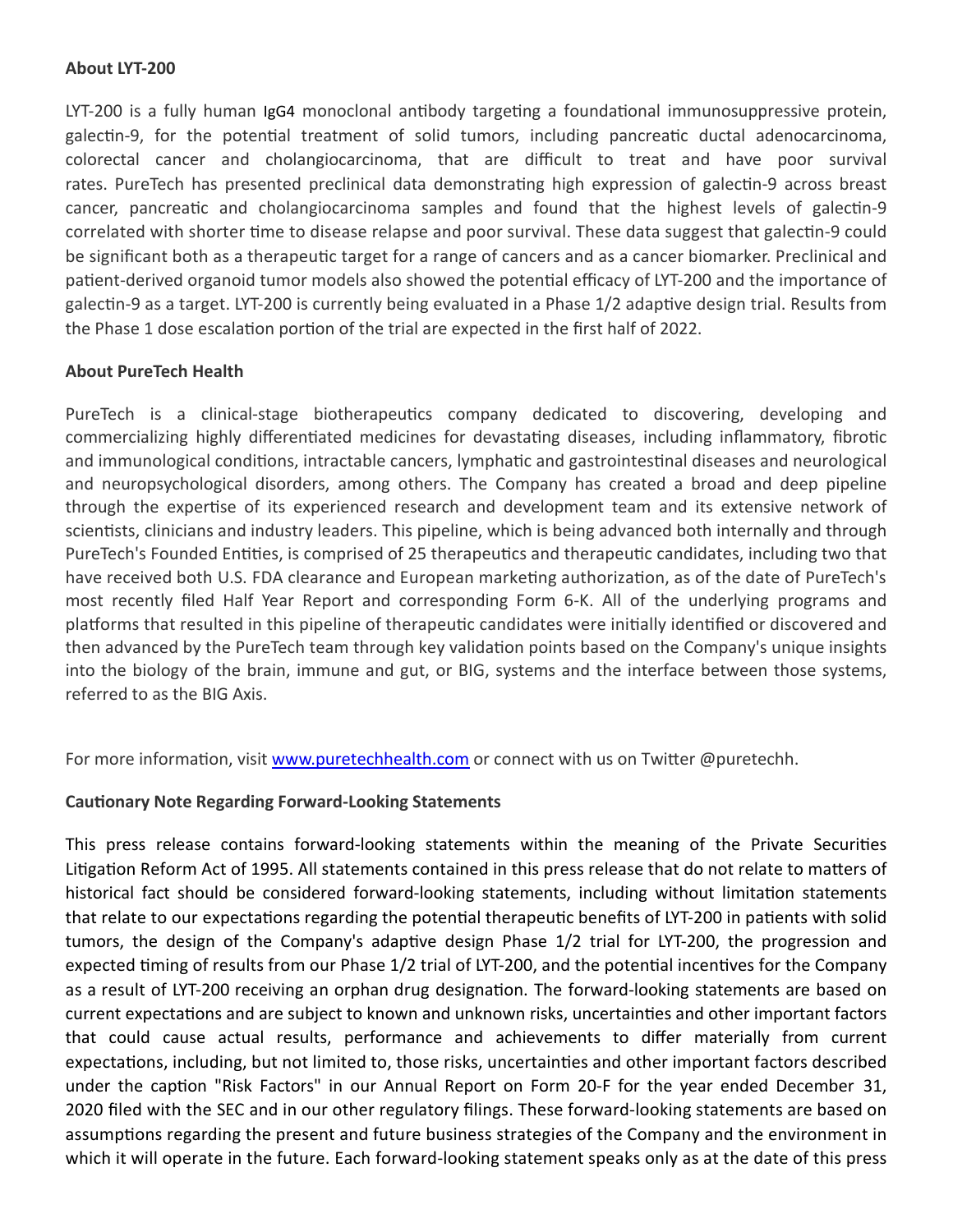**About LYT-200**

LYT-200 is a fully human IgG4 monoclonal antibody targeting a foundational immunosuppressive protein, galectin-9, for the potential treatment of solid tumors, including pancreatic ductal adenocarcinoma, colorectal cancer and cholangiocarcinoma, that are difficult to treat and have poor survival rates. PureTech has presented preclinical data demonstrating high expression of galectin-9 across breast cancer, pancreatic and cholangiocarcinoma samples and found that the highest levels of galectin-9 correlated with shorter time to disease relapse and poor survival. These data suggest that galectin-9 could be significant both as a therapeutic target for a range of cancers and as a cancer biomarker. Preclinical and patient-derived organoid tumor models also showed the potential efficacy of LYT-200 and the importance of galectin-9 as a target. LYT-200 is currently being evaluated in a Phase 1/2 adaptive design trial. Results from the Phase 1 dose escalation portion of the trial are expected in the first half of 2022.

**About PureTech Health**

PureTech is a clinical-stage biotherapeutics company dedicated to discovering, developing and commercializing highly differentiated medicines for devastating diseases, including inflammatory, fibrotic and immunological conditions, intractable cancers, lymphatic and gastrointestinal diseases and neurological and neuropsychological disorders, among others. The Company has created a broad and deep pipeline through the expertise of its experienced research and development team and its extensive network of scientists, clinicians and industry leaders. This pipeline, which is being advanced both internally and through PureTech's Founded Entities, is comprised of 25 therapeutics and therapeutic candidates, including two that have received both U.S. FDA clearance and European marketing authorization, as of the date of PureTech's most recently filed Half Year Report and corresponding Form 6-K. All of the underlying programs and platforms that resulted in this pipeline of therapeutic candidates were initially identified or discovered and then advanced by the PureTech team through key validation points based on the Company's unique insights into the biology of the brain, immune and gut, or BIG, systems and the interface between those systems, referred to as the BIG Axis.

For more information, visit [www.puretechhealth.com](www.puretechhealth.com) or connect with us on Twitter @puretechh.

**Cautionary Note Regarding Forward-Looking Statements**

This press release contains forward-looking statements within the meaning of the Private Securities Litigation Reform Act of 1995. All statements contained in this press release that do not relate to matters of historical fact should be considered forward-looking statements, including without limitation statements that relate to our expectations regarding the potential therapeutic benefits of LYT-200 in patients with solid tumors, the design of the Company's adaptive design Phase 1/2 trial for LYT-200, the progression and expected timing of results from our Phase 1/2 trial of LYT-200, and the potential incentives for the Company as a result of LYT-200 receiving an orphan drug designation. The forward-looking statements are based on current expectations and are subject to known and unknown risks, uncertainties and other important factors that could cause actual results, performance and achievements to differ materially from current expectations, including, but not limited to, those risks, uncertainties and other important factors described under the caption "Risk Factors" in our Annual Report on Form 20-F for the year ended December 31, 2020 filed with the SEC and in our other regulatory filings. These forward-looking statements are based on assumptions regarding the present and future business strategies of the Company and the environment in which it will operate in the future. Each forward-looking statement speaks only as at the date of this press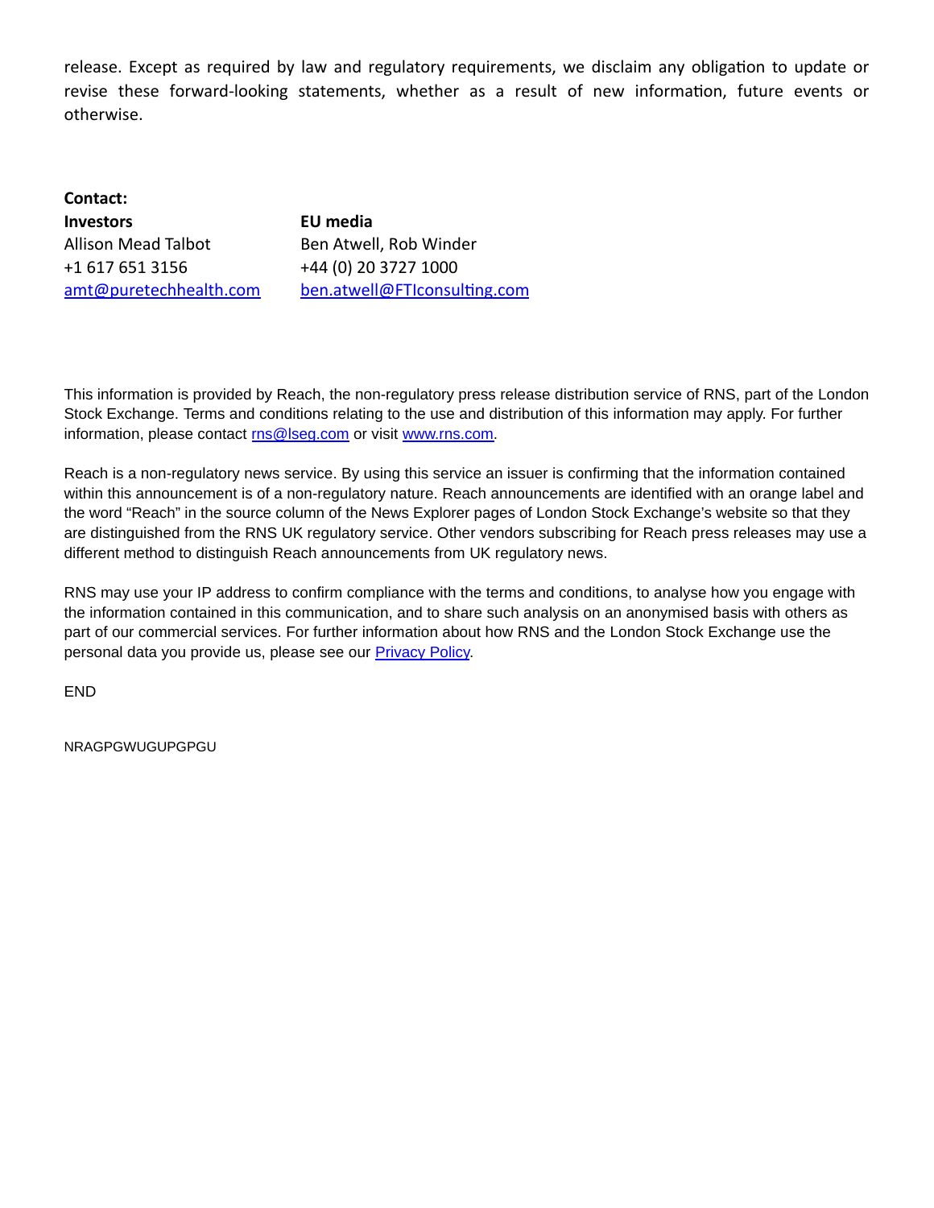release. Except as required by law and regulatory requirements, we disclaim any obligation to update or revise these forward-looking statements, whether as a result of new information, future events or otherwise.

**Contact:**

| **Investors** | **EU media** |
|---|---|
| Allison Mead Talbot | Ben Atwell, Rob Winder |
| +1 617 651 3156 | +44 (0) 20 3727 1000 |
| amt@puretechhealth.com | ben.atwell@FTIconsulting.com |

This information is provided by Reach, the non-regulatory press release distribution service of RNS, part of the London Stock Exchange. Terms and conditions relating to the use and distribution of this information may apply. For further information, please contact rns@lseg.com or visit www.rns.com.

Reach is a non-regulatory news service. By using this service an issuer is confirming that the information contained within this announcement is of a non-regulatory nature. Reach announcements are identified with an orange label and the word “Reach” in the source column of the News Explorer pages of London Stock Exchange’s website so that they are distinguished from the RNS UK regulatory service. Other vendors subscribing for Reach press releases may use a different method to distinguish Reach announcements from UK regulatory news.

RNS may use your IP address to confirm compliance with the terms and conditions, to analyse how you engage with the information contained in this communication, and to share such analysis on an anonymised basis with others as part of our commercial services. For further information about how RNS and the London Stock Exchange use the personal data you provide us, please see our Privacy Policy.

END

NRAGPGWUGUPGPGU